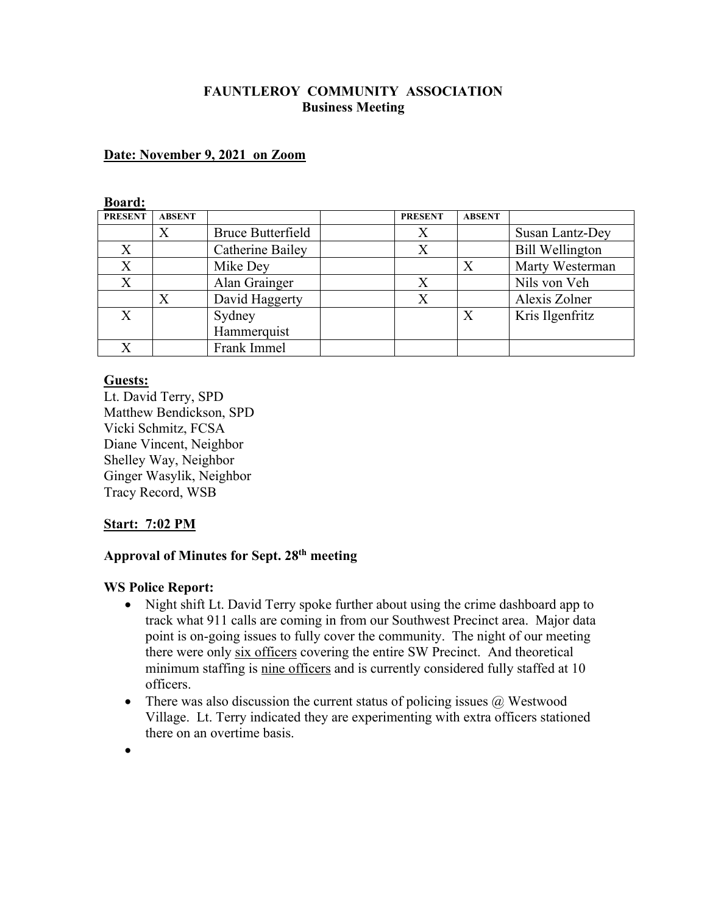# FAUNTLEROY COMMUNITY ASSOCIATION
## Business Meeting

**Date: November 9, 2021 on Zoom**

**Board:**

| PRESENT | ABSENT | | | PRESENT | ABSENT | |
|---|---|---|---|---|---|---|
| | X | Bruce Butterfield | | X | | Susan Lantz-Dey |
| X | | Catherine Bailey | | X | | Bill Wellington |
| X | | Mike Dey | | | X | Marty Westerman |
| X | | Alan Grainger | | X | | Nils von Veh |
| | X | David Haggerty | | X | | Alexis Zolner |
| X | | Sydney Hammerquist | | | X | Kris Ilgenfritz |
| X | | Frank Immel | | | | |

**Guests:**

Lt. David Terry, SPD
Matthew Bendickson, SPD
Vicki Schmitz, FCSA
Diane Vincent, Neighbor
Shelley Way, Neighbor
Ginger Wasylik, Neighbor
Tracy Record, WSB

**Start: 7:02 PM**

**Approval of Minutes for Sept. 28th meeting**

**WS Police Report:**

- Night shift Lt. David Terry spoke further about using the crime dashboard app to track what 911 calls are coming in from our Southwest Precinct area. Major data point is on-going issues to fully cover the community. The night of our meeting there were only six officers covering the entire SW Precinct. And theoretical minimum staffing is nine officers and is currently considered fully staffed at 10 officers.
- There was also discussion the current status of policing issues @ Westwood Village. Lt. Terry indicated they are experimenting with extra officers stationed there on an overtime basis.
-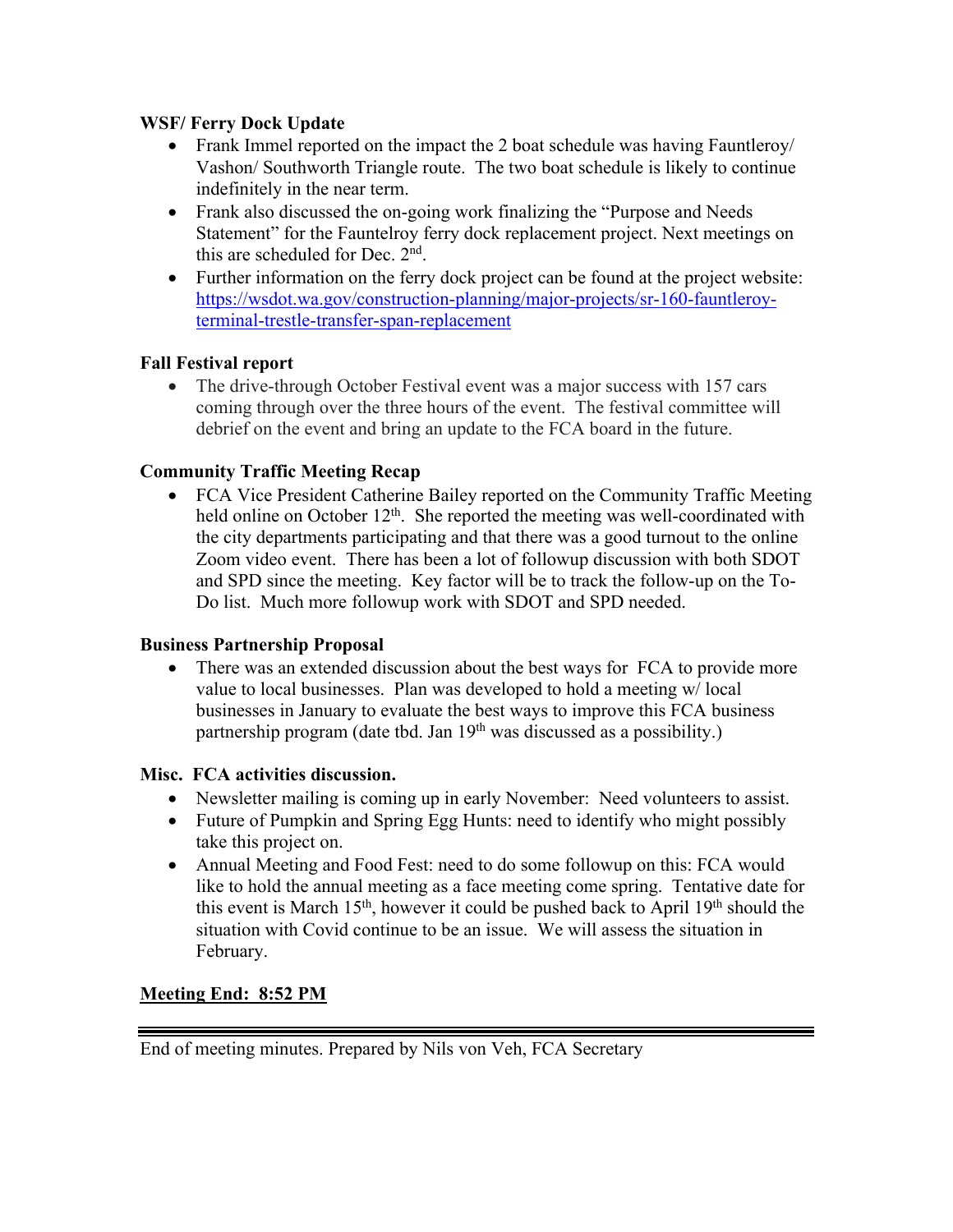**WSF/ Ferry Dock Update**

- Frank Immel reported on the impact the 2 boat schedule was having Fauntleroy/ Vashon/ Southworth Triangle route. The two boat schedule is likely to continue indefinitely in the near term.
- Frank also discussed the on-going work finalizing the "Purpose and Needs Statement" for the Fauntelroy ferry dock replacement project. Next meetings on this are scheduled for Dec. 2nd.
- Further information on the ferry dock project can be found at the project website: https://wsdot.wa.gov/construction-planning/major-projects/sr-160-fauntleroy-terminal-trestle-transfer-span-replacement

**Fall Festival report**

- The drive-through October Festival event was a major success with 157 cars coming through over the three hours of the event. The festival committee will debrief on the event and bring an update to the FCA board in the future.

**Community Traffic Meeting Recap**

- FCA Vice President Catherine Bailey reported on the Community Traffic Meeting held online on October 12th. She reported the meeting was well-coordinated with the city departments participating and that there was a good turnout to the online Zoom video event. There has been a lot of followup discussion with both SDOT and SPD since the meeting. Key factor will be to track the follow-up on the To-Do list. Much more followup work with SDOT and SPD needed.

**Business Partnership Proposal**

- There was an extended discussion about the best ways for FCA to provide more value to local businesses. Plan was developed to hold a meeting w/ local businesses in January to evaluate the best ways to improve this FCA business partnership program (date tbd. Jan 19th was discussed as a possibility.)

**Misc. FCA activities discussion.**

- Newsletter mailing is coming up in early November: Need volunteers to assist.
- Future of Pumpkin and Spring Egg Hunts: need to identify who might possibly take this project on.
- Annual Meeting and Food Fest: need to do some followup on this: FCA would like to hold the annual meeting as a face meeting come spring. Tentative date for this event is March 15th, however it could be pushed back to April 19th should the situation with Covid continue to be an issue. We will assess the situation in February.

**Meeting End: 8:52 PM**

---

End of meeting minutes. Prepared by Nils von Veh, FCA Secretary